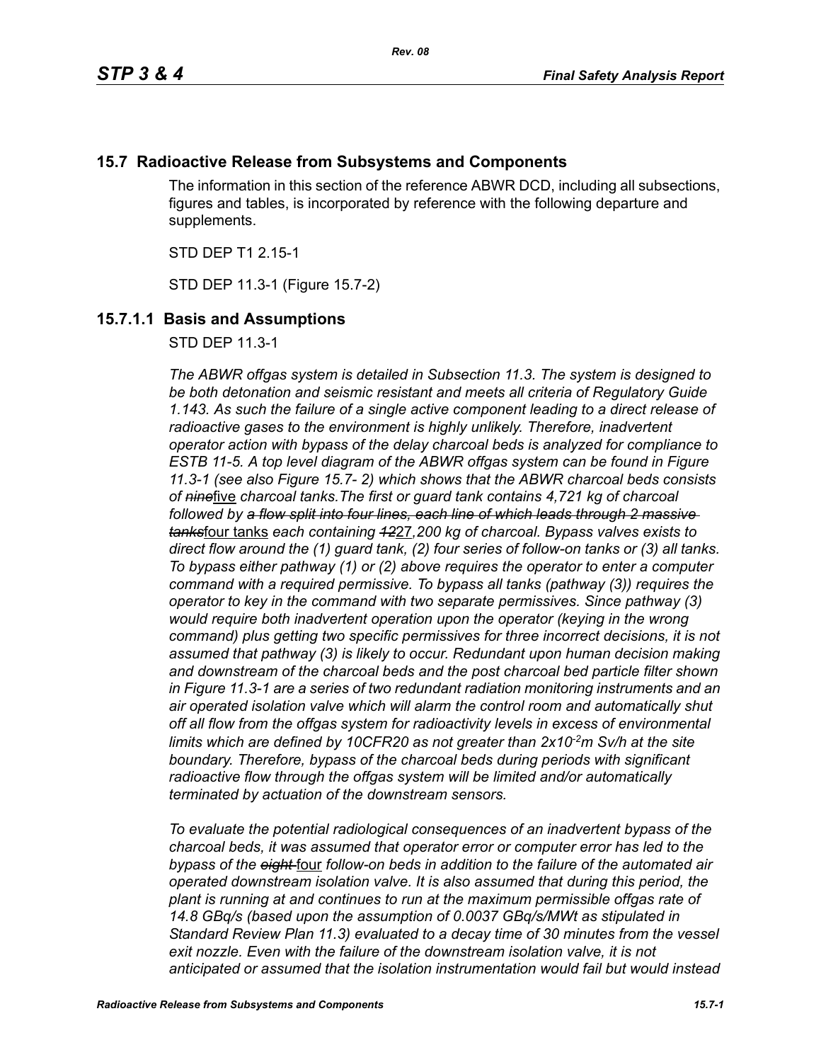## 15.7 Radioactive Release from Subsystems and Components

The information in this section of the reference ABWR DCD, including all subsections, figures and tables, is incorporated by reference with the following departure and supplements.

STD DEP T1 2.15-1

STD DEP 11.3-1 (Figure 15.7-2)

### 15.7.1.1 Basis and Assumptions

STD DEP 11.3-1

*The ABWR offgas system is detailed in Subsection 11.3. The system is designed to be both detonation and seismic resistant and meets all criteria of Regulatory Guide 1.143. As such the failure of a single active component leading to a direct release of radioactive gases to the environment is highly unlikely. Therefore, inadvertent operator action with bypass of the delay charcoal beds is analyzed for compliance to ESTB 11-5. A top level diagram of the ABWR offgas system can be found in Figure 11.3-1 (see also Figure 15.7- 2) which shows that the ABWR charcoal beds consists of ~~nine~~*five *charcoal tanks.The first or guard tank contains 4,721 kg of charcoal followed by ~~a flow split into four lines, each line of which leads through 2 massive tanks~~*four tanks *each containing ~~12~~*27*,200 kg of charcoal. Bypass valves exists to direct flow around the (1) guard tank, (2) four series of follow-on tanks or (3) all tanks. To bypass either pathway (1) or (2) above requires the operator to enter a computer command with a required permissive. To bypass all tanks (pathway (3)) requires the operator to key in the command with two separate permissives. Since pathway (3) would require both inadvertent operation upon the operator (keying in the wrong command) plus getting two specific permissives for three incorrect decisions, it is not assumed that pathway (3) is likely to occur. Redundant upon human decision making and downstream of the charcoal beds and the post charcoal bed particle filter shown in Figure 11.3-1 are a series of two redundant radiation monitoring instruments and an air operated isolation valve which will alarm the control room and automatically shut off all flow from the offgas system for radioactivity levels in excess of environmental limits which are defined by 10CFR20 as not greater than $2x10^{-2}$m Sv/h at the site boundary. Therefore, bypass of the charcoal beds during periods with significant radioactive flow through the offgas system will be limited and/or automatically terminated by actuation of the downstream sensors.*

*To evaluate the potential radiological consequences of an inadvertent bypass of the charcoal beds, it was assumed that operator error or computer error has led to the bypass of the ~~eight~~* four *follow-on beds in addition to the failure of the automated air operated downstream isolation valve. It is also assumed that during this period, the plant is running at and continues to run at the maximum permissible offgas rate of 14.8 GBq/s (based upon the assumption of 0.0037 GBq/s/MWt as stipulated in Standard Review Plan 11.3) evaluated to a decay time of 30 minutes from the vessel exit nozzle. Even with the failure of the downstream isolation valve, it is not anticipated or assumed that the isolation instrumentation would fail but would instead*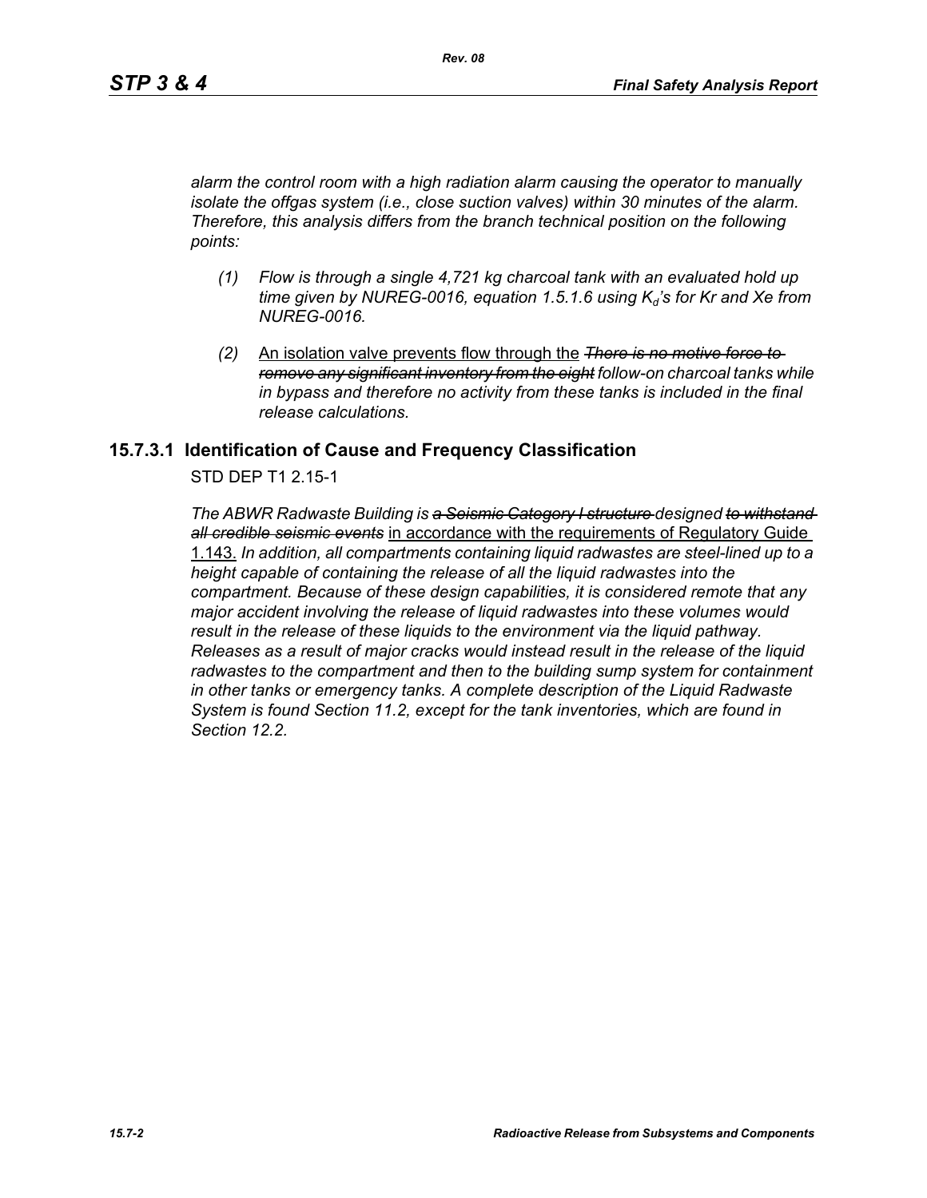*alarm the control room with a high radiation alarm causing the operator to manually isolate the offgas system (i.e., close suction valves) within 30 minutes of the alarm. Therefore, this analysis differs from the branch technical position on the following points:*

*(1) Flow is through a single 4,721 kg charcoal tank with an evaluated hold up time given by NUREG-0016, equation 1.5.1.6 using $K_d$'s for Kr and Xe from NUREG-0016.*

*(2)* An isolation valve prevents flow through the ~~*There is no motive force to remove any significant inventory from the eight*~~ *follow-on charcoal tanks while in bypass and therefore no activity from these tanks is included in the final release calculations.*

## 15.7.3.1 Identification of Cause and Frequency Classification

STD DEP T1 2.15-1

*The ABWR Radwaste Building is* ~~*a Seismic Category I structure*~~ *designed* ~~*to withstand all credible seismic events*~~ in accordance with the requirements of Regulatory Guide 1.143. *In addition, all compartments containing liquid radwastes are steel-lined up to a height capable of containing the release of all the liquid radwastes into the compartment. Because of these design capabilities, it is considered remote that any major accident involving the release of liquid radwastes into these volumes would result in the release of these liquids to the environment via the liquid pathway. Releases as a result of major cracks would instead result in the release of the liquid radwastes to the compartment and then to the building sump system for containment in other tanks or emergency tanks. A complete description of the Liquid Radwaste System is found Section 11.2, except for the tank inventories, which are found in Section 12.2.*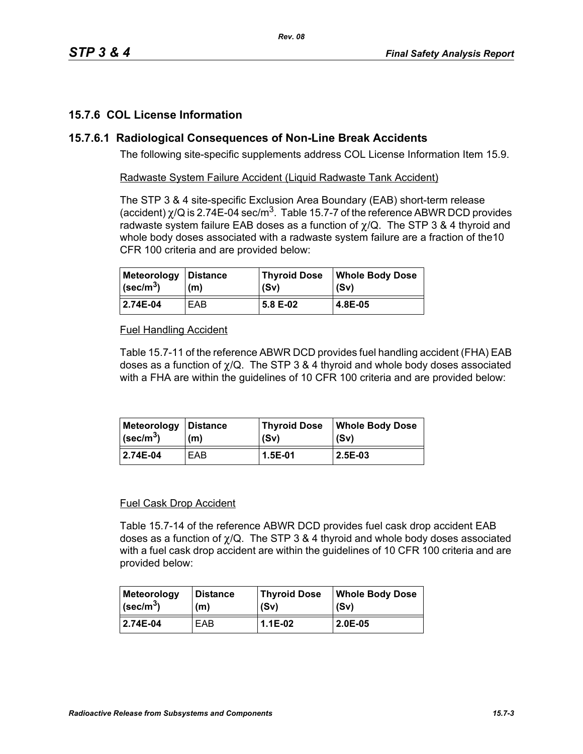## 15.7.6 COL License Information

### 15.7.6.1 Radiological Consequences of Non-Line Break Accidents

The following site-specific supplements address COL License Information Item 15.9.

Radwaste System Failure Accident (Liquid Radwaste Tank Accident)

The STP 3 & 4 site-specific Exclusion Area Boundary (EAB) short-term release (accident) $\chi$/Q is 2.74E-04 sec/m$^3$. Table 15.7-7 of the reference ABWR DCD provides radwaste system failure EAB doses as a function of $\chi$/Q. The STP 3 & 4 thyroid and whole body doses associated with a radwaste system failure are a fraction of the10 CFR 100 criteria and are provided below:

| Meteorology (sec/m$^3$) | Distance (m) | Thyroid Dose (Sv) | Whole Body Dose (Sv) |
|---|---|---|---|
| **2.74E-04** | EAB | **5.8 E-02** | **4.8E-05** |

Fuel Handling Accident

Table 15.7-11 of the reference ABWR DCD provides fuel handling accident (FHA) EAB doses as a function of $\chi$/Q. The STP 3 & 4 thyroid and whole body doses associated with a FHA are within the guidelines of 10 CFR 100 criteria and are provided below:

| Meteorology (sec/m$^3$) | Distance (m) | Thyroid Dose (Sv) | Whole Body Dose (Sv) |
|---|---|---|---|
| **2.74E-04** | EAB | **1.5E-01** | **2.5E-03** |

Fuel Cask Drop Accident

Table 15.7-14 of the reference ABWR DCD provides fuel cask drop accident EAB doses as a function of $\chi$/Q. The STP 3 & 4 thyroid and whole body doses associated with a fuel cask drop accident are within the guidelines of 10 CFR 100 criteria and are provided below:

| Meteorology (sec/m$^3$) | Distance (m) | Thyroid Dose (Sv) | Whole Body Dose (Sv) |
|---|---|---|---|
| **2.74E-04** | EAB | **1.1E-02** | **2.0E-05** |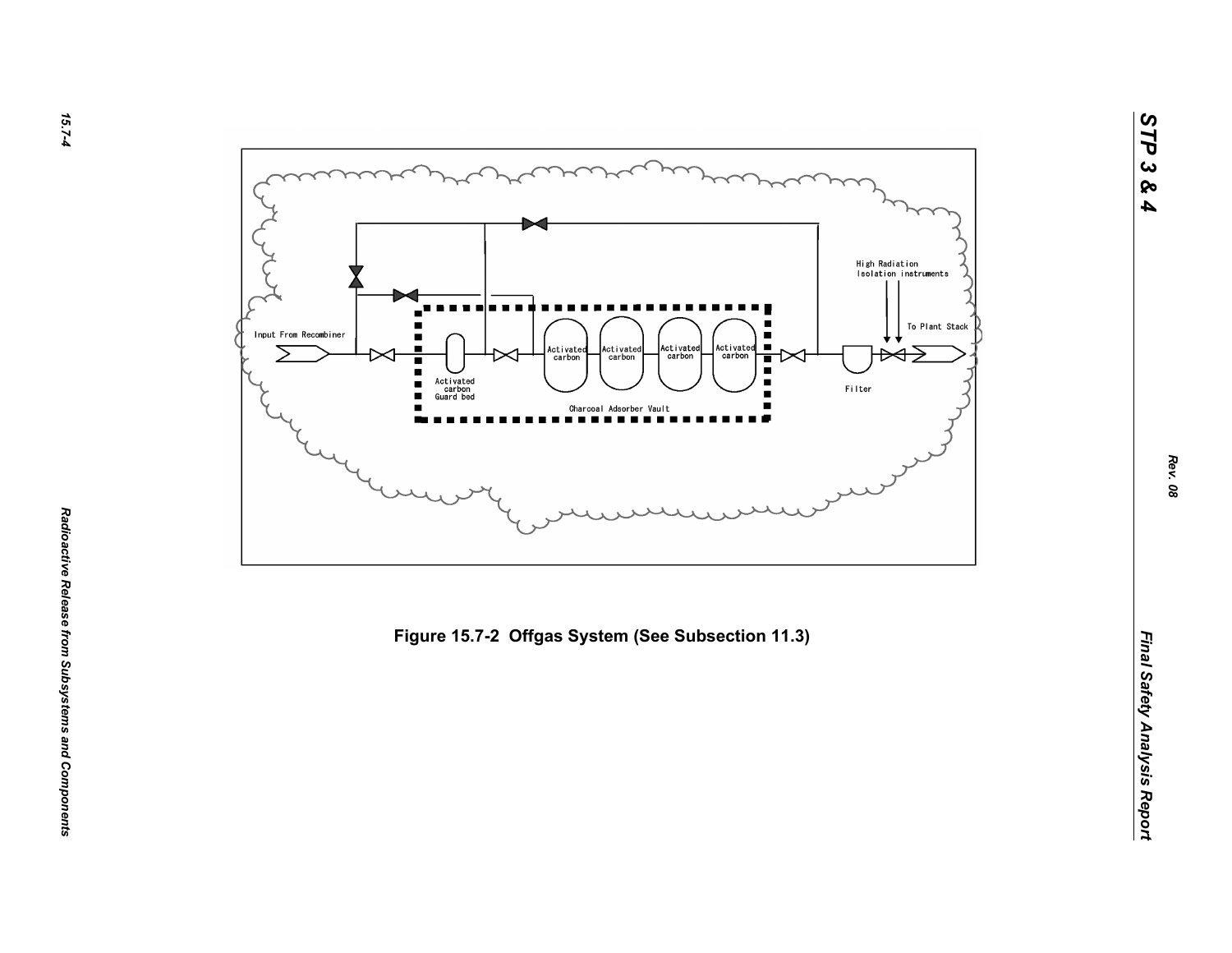Input From Recombiner

Activated carbon Guard bed

Activated carbon

Activated carbon

Activated carbon

Activated carbon

Charcoal Adsorber Vault

High Radiation Isolation instruments

To Plant Stack

Filter

Figure 15.7-2 Offgas System (See Subsection 11.3)